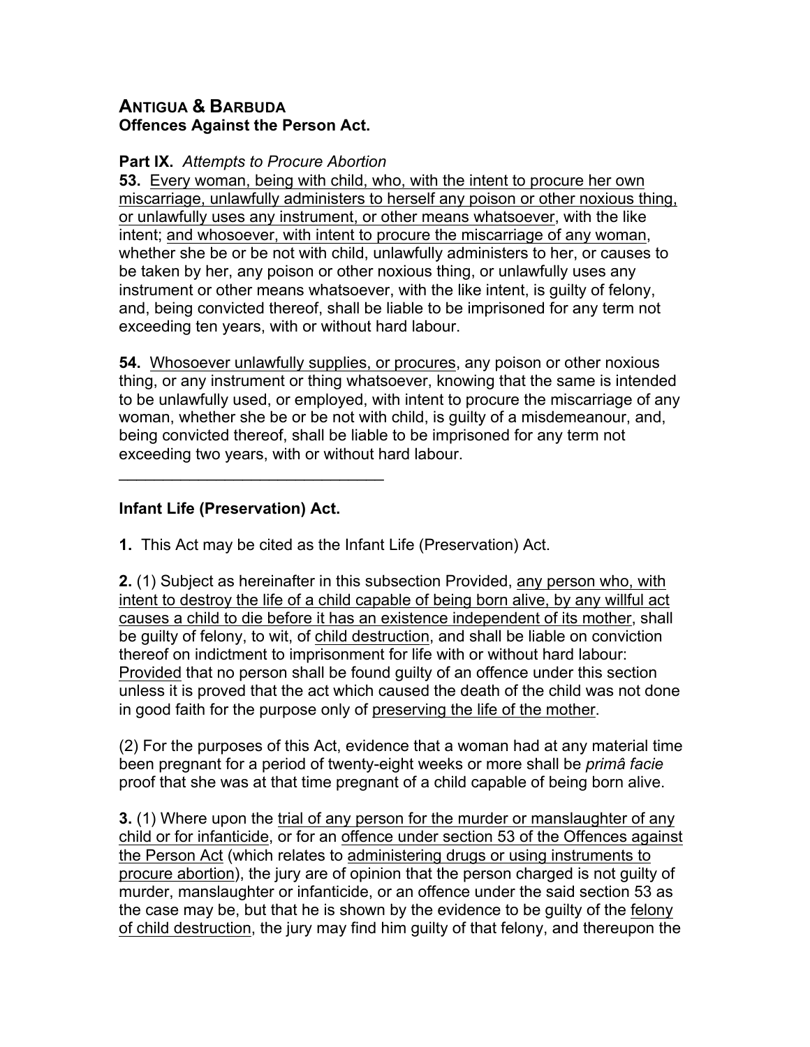## ANTIGUA & BARBUDA
**Offences Against the Person Act.**

**Part IX.** *Attempts to Procure Abortion*

**53.** Every woman, being with child, who, with the intent to procure her own miscarriage, unlawfully administers to herself any poison or other noxious thing, or unlawfully uses any instrument, or other means whatsoever, with the like intent; and whosoever, with intent to procure the miscarriage of any woman, whether she be or be not with child, unlawfully administers to her, or causes to be taken by her, any poison or other noxious thing, or unlawfully uses any instrument or other means whatsoever, with the like intent, is guilty of felony, and, being convicted thereof, shall be liable to be imprisoned for any term not exceeding ten years, with or without hard labour.

**54.** Whosoever unlawfully supplies, or procures, any poison or other noxious thing, or any instrument or thing whatsoever, knowing that the same is intended to be unlawfully used, or employed, with intent to procure the miscarriage of any woman, whether she be or be not with child, is guilty of a misdemeanour, and, being convicted thereof, shall be liable to be imprisoned for any term not exceeding two years, with or without hard labour.

---

**Infant Life (Preservation) Act.**

**1.** This Act may be cited as the Infant Life (Preservation) Act.

**2.** (1) Subject as hereinafter in this subsection Provided, any person who, with intent to destroy the life of a child capable of being born alive, by any willful act causes a child to die before it has an existence independent of its mother, shall be guilty of felony, to wit, of child destruction, and shall be liable on conviction thereof on indictment to imprisonment for life with or without hard labour: Provided that no person shall be found guilty of an offence under this section unless it is proved that the act which caused the death of the child was not done in good faith for the purpose only of preserving the life of the mother.

(2) For the purposes of this Act, evidence that a woman had at any material time been pregnant for a period of twenty-eight weeks or more shall be *primâ facie* proof that she was at that time pregnant of a child capable of being born alive.

**3.** (1) Where upon the trial of any person for the murder or manslaughter of any child or for infanticide, or for an offence under section 53 of the Offences against the Person Act (which relates to administering drugs or using instruments to procure abortion), the jury are of opinion that the person charged is not guilty of murder, manslaughter or infanticide, or an offence under the said section 53 as the case may be, but that he is shown by the evidence to be guilty of the felony of child destruction, the jury may find him guilty of that felony, and thereupon the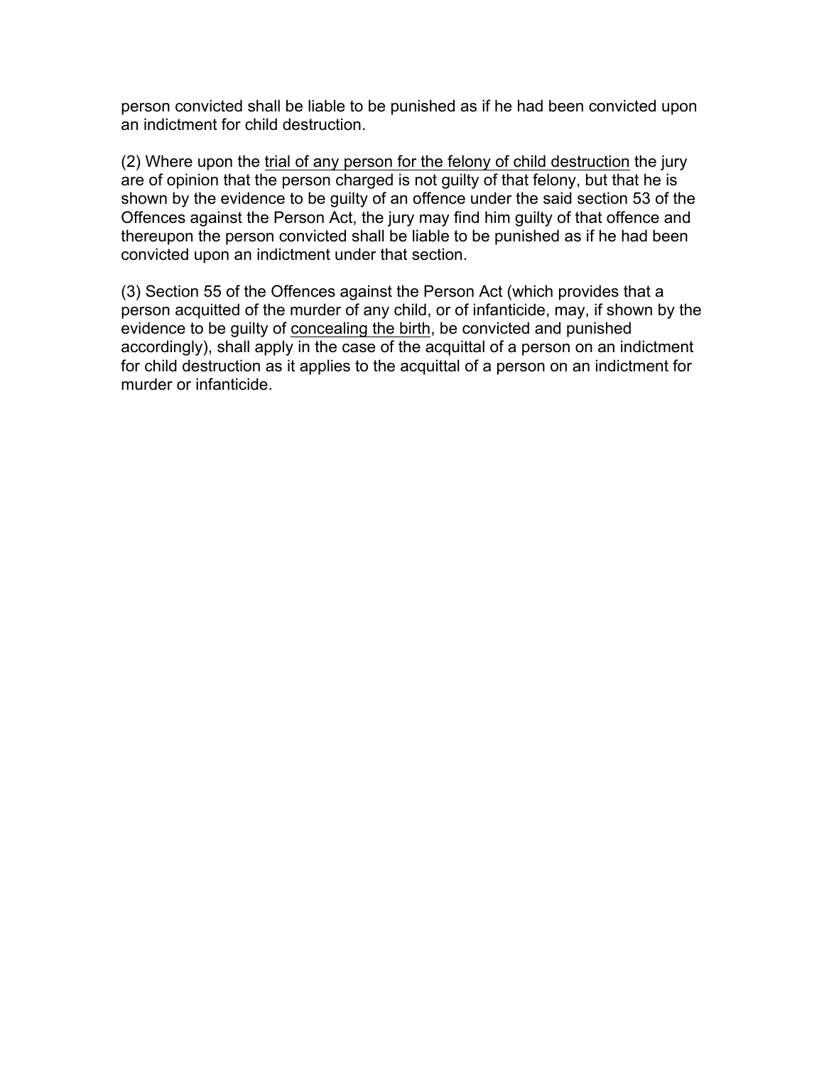person convicted shall be liable to be punished as if he had been convicted upon an indictment for child destruction.

(2) Where upon the <u>trial of any person for the felony of child destruction</u> the jury are of opinion that the person charged is not guilty of that felony, but that he is shown by the evidence to be guilty of an offence under the said section 53 of the Offences against the Person Act, the jury may find him guilty of that offence and thereupon the person convicted shall be liable to be punished as if he had been convicted upon an indictment under that section.

(3) Section 55 of the Offences against the Person Act (which provides that a person acquitted of the murder of any child, or of infanticide, may, if shown by the evidence to be guilty of <u>concealing the birth</u>, be convicted and punished accordingly), shall apply in the case of the acquittal of a person on an indictment for child destruction as it applies to the acquittal of a person on an indictment for murder or infanticide.